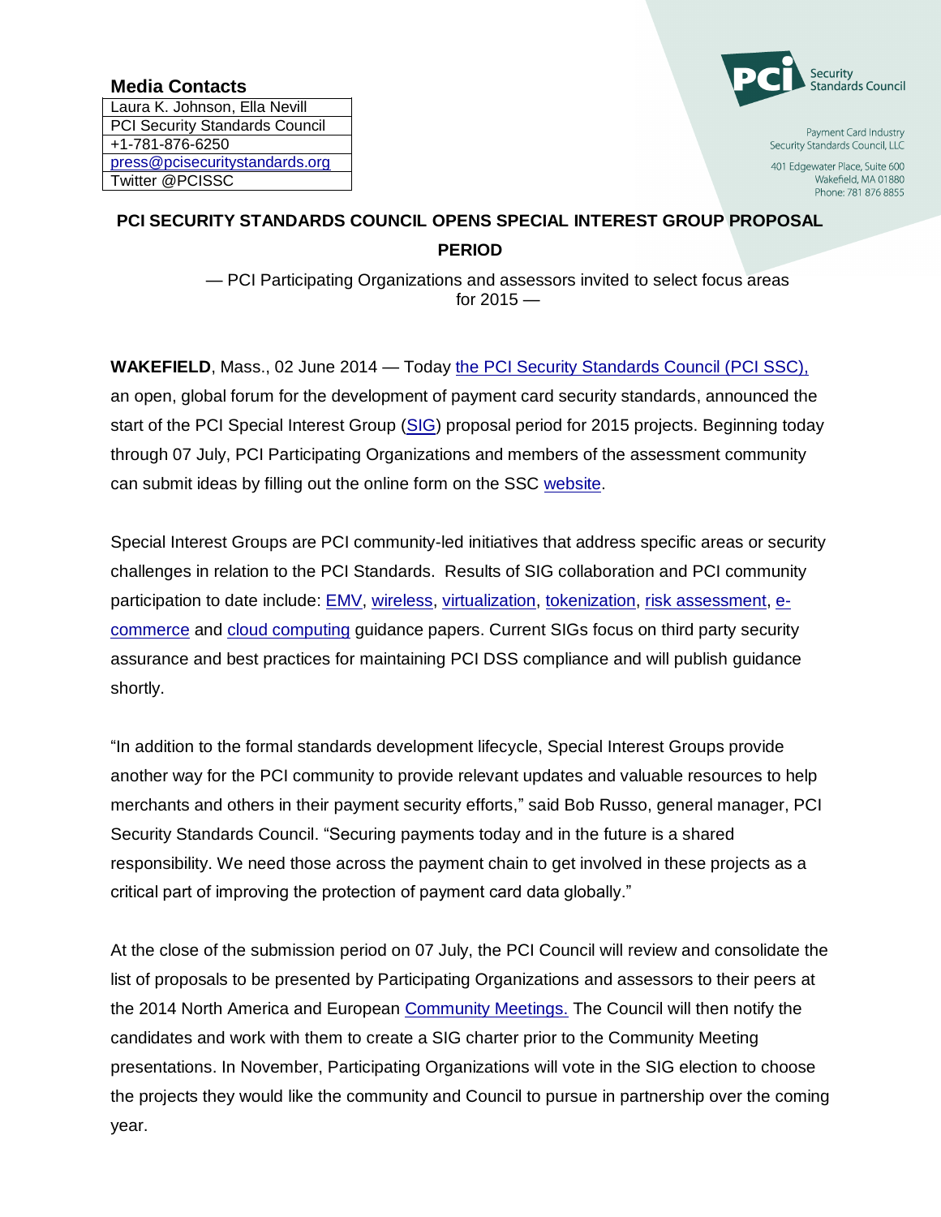## Media Contacts

| Laura K. Johnson, Ella Nevill |
| --- |
| PCI Security Standards Council |
| +1-781-876-6250 |
| press@pcisecuritystandards.org |
| Twitter @PCISSC |

PCI Security Standards Council

Payment Card Industry Security Standards Council, LLC
401 Edgewater Place, Suite 600
Wakefield, MA 01880
Phone: 781 876 8855

# PCI SECURITY STANDARDS COUNCIL OPENS SPECIAL INTEREST GROUP PROPOSAL PERIOD

— PCI Participating Organizations and assessors invited to select focus areas for 2015 —

**WAKEFIELD**, Mass., 02 June 2014 — Today the PCI Security Standards Council (PCI SSC), an open, global forum for the development of payment card security standards, announced the start of the PCI Special Interest Group (SIG) proposal period for 2015 projects. Beginning today through 07 July, PCI Participating Organizations and members of the assessment community can submit ideas by filling out the online form on the SSC website.

Special Interest Groups are PCI community-led initiatives that address specific areas or security challenges in relation to the PCI Standards. Results of SIG collaboration and PCI community participation to date include: EMV, wireless, virtualization, tokenization, risk assessment, e-commerce and cloud computing guidance papers. Current SIGs focus on third party security assurance and best practices for maintaining PCI DSS compliance and will publish guidance shortly.

"In addition to the formal standards development lifecycle, Special Interest Groups provide another way for the PCI community to provide relevant updates and valuable resources to help merchants and others in their payment security efforts," said Bob Russo, general manager, PCI Security Standards Council. "Securing payments today and in the future is a shared responsibility. We need those across the payment chain to get involved in these projects as a critical part of improving the protection of payment card data globally."

At the close of the submission period on 07 July, the PCI Council will review and consolidate the list of proposals to be presented by Participating Organizations and assessors to their peers at the 2014 North America and European Community Meetings. The Council will then notify the candidates and work with them to create a SIG charter prior to the Community Meeting presentations. In November, Participating Organizations will vote in the SIG election to choose the projects they would like the community and Council to pursue in partnership over the coming year.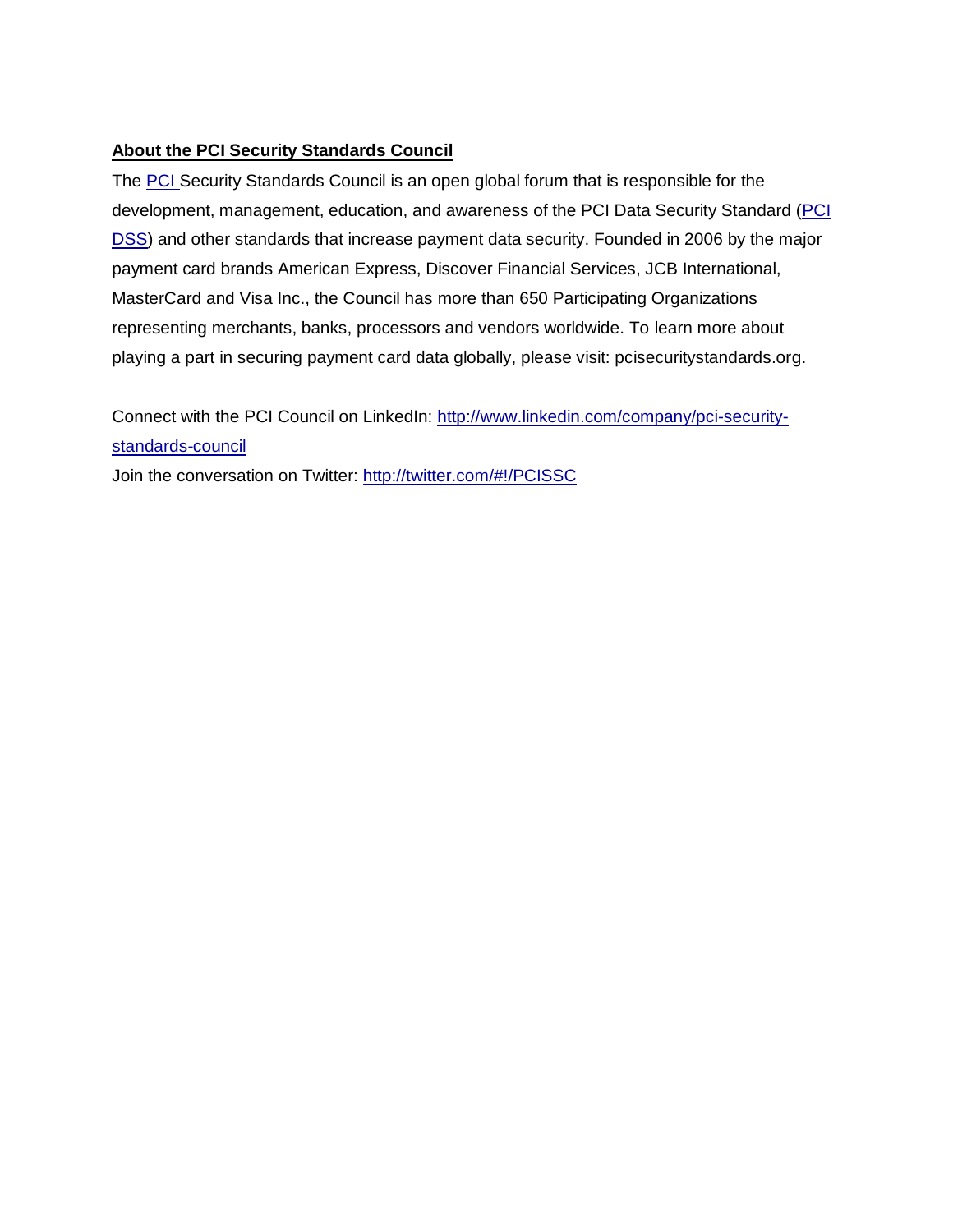**About the PCI Security Standards Council**

The PCI Security Standards Council is an open global forum that is responsible for the development, management, education, and awareness of the PCI Data Security Standard (PCI DSS) and other standards that increase payment data security. Founded in 2006 by the major payment card brands American Express, Discover Financial Services, JCB International, MasterCard and Visa Inc., the Council has more than 650 Participating Organizations representing merchants, banks, processors and vendors worldwide. To learn more about playing a part in securing payment card data globally, please visit: pcisecuritystandards.org.

Connect with the PCI Council on LinkedIn: http://www.linkedin.com/company/pci-security-standards-council

Join the conversation on Twitter: http://twitter.com/#!/PCISSC